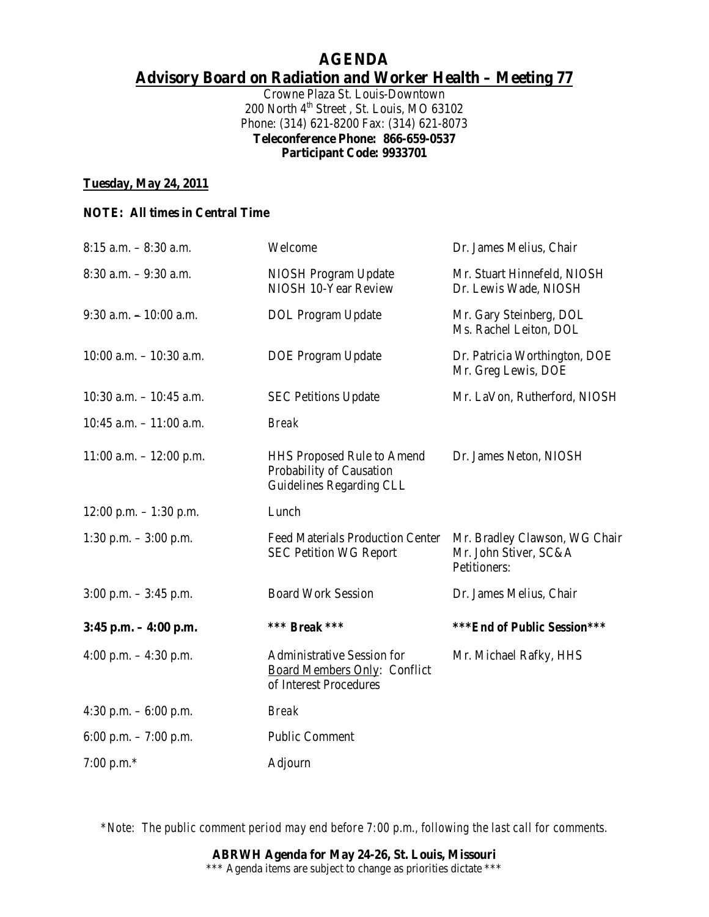# AGENDA

## Advisory Board on Radiation and Worker Health – Meeting 77

Crowne Plaza St. Louis-Downtown
200 North 4th Street , St. Louis, MO 63102
Phone: (314) 621-8200 Fax: (314) 621-8073
**Teleconference Phone: 866-659-0537**
**Participant Code: 9933701**

**Tuesday, May 24, 2011**

**NOTE: All times in Central Time**

| | | |
|---|---|---|
| 8:15 a.m. – 8:30 a.m. | Welcome | Dr. James Melius, Chair |
| 8:30 a.m. – 9:30 a.m. | NIOSH Program Update<br>NIOSH 10-Year Review | Mr. Stuart Hinnefeld, NIOSH<br>Dr. Lewis Wade, NIOSH |
| 9:30 a.m. – 10:00 a.m. | DOL Program Update | Mr. Gary Steinberg, DOL<br>Ms. Rachel Leiton, DOL |
| 10:00 a.m. – 10:30 a.m. | DOE Program Update | Dr. Patricia Worthington, DOE<br>Mr. Greg Lewis, DOE |
| 10:30 a.m. – 10:45 a.m. | SEC Petitions Update | Mr. LaVon, Rutherford, NIOSH |
| 10:45 a.m. – 11:00 a.m. | *Break* | |
| 11:00 a.m. – 12:00 p.m. | HHS Proposed Rule to Amend Probability of Causation Guidelines Regarding CLL | Dr. James Neton, NIOSH |
| 12:00 p.m. – 1:30 p.m. | Lunch | |
| 1:30 p.m. – 3:00 p.m. | Feed Materials Production Center SEC Petition WG Report | Mr. Bradley Clawson, WG Chair<br>Mr. John Stiver, SC&A<br>Petitioners: |
| 3:00 p.m. – 3:45 p.m. | Board Work Session | Dr. James Melius, Chair |
| **3:45 p.m. – 4:00 p.m.** | ***\*\*\* Break \*\*\**** | ***\*\*\*End of Public Session\*\*\**** |
| 4:00 p.m. – 4:30 p.m. | Administrative Session for Board Members Only: Conflict of Interest Procedures | Mr. Michael Rafky, HHS |
| 4:30 p.m. – 6:00 p.m. | *Break* | |
| 6:00 p.m. – 7:00 p.m. | Public Comment | |
| 7:00 p.m.* | Adjourn | |

*\*Note: The public comment period may end before 7:00 p.m., following the last call for comments.*

**ABRWH Agenda for May 24-26, St. Louis, Missouri**
\*\*\* Agenda items are subject to change as priorities dictate \*\*\*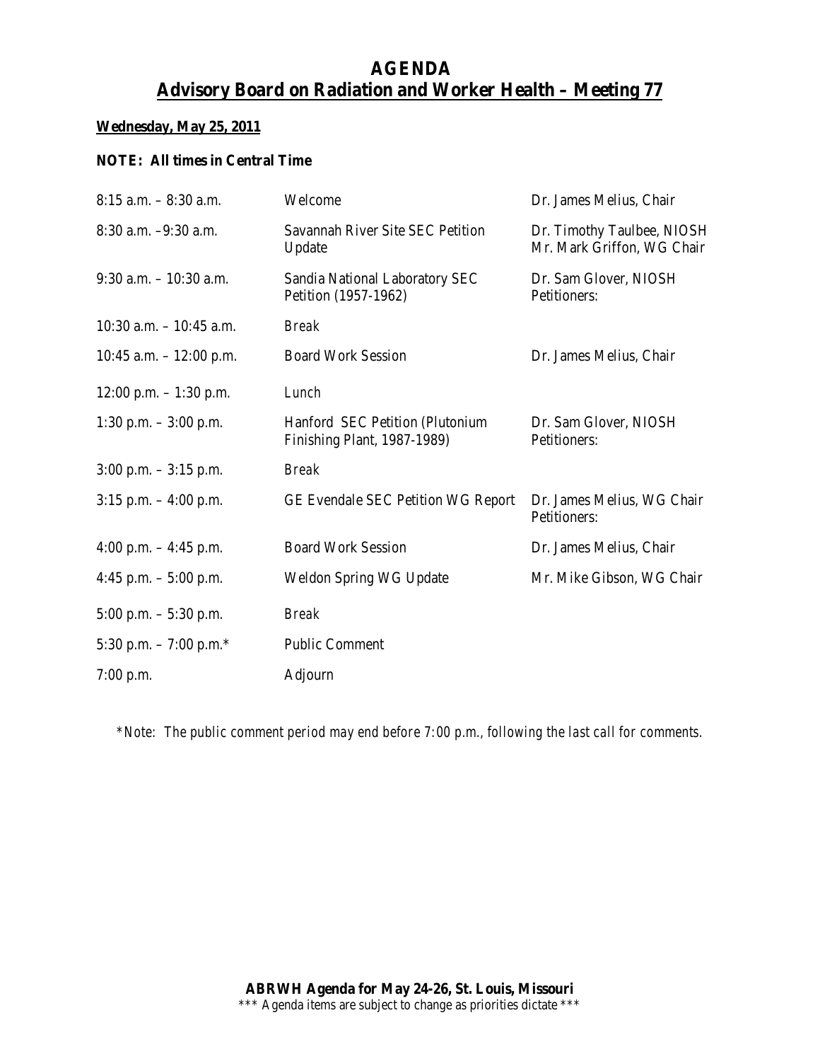# AGENDA

## Advisory Board on Radiation and Worker Health – Meeting 77

**Wednesday, May 25, 2011**

**NOTE: All times in Central Time**

| | | |
|---|---|---|
| 8:15 a.m. – 8:30 a.m. | Welcome | Dr. James Melius, Chair |
| 8:30 a.m. –9:30 a.m. | Savannah River Site SEC Petition Update | Dr. Timothy Taulbee, NIOSH<br>Mr. Mark Griffon, WG Chair |
| 9:30 a.m. – 10:30 a.m. | Sandia National Laboratory SEC Petition (1957-1962) | Dr. Sam Glover, NIOSH<br>Petitioners: |
| 10:30 a.m. – 10:45 a.m. | *Break* | |
| 10:45 a.m. – 12:00 p.m. | Board Work Session | Dr. James Melius, Chair |
| 12:00 p.m. – 1:30 p.m. | *Lunch* | |
| 1:30 p.m. – 3:00 p.m. | Hanford SEC Petition (Plutonium Finishing Plant, 1987-1989) | Dr. Sam Glover, NIOSH<br>Petitioners: |
| 3:00 p.m. – 3:15 p.m. | *Break* | |
| 3:15 p.m. – 4:00 p.m. | GE Evendale SEC Petition WG Report | Dr. James Melius, WG Chair<br>Petitioners: |
| 4:00 p.m. – 4:45 p.m. | Board Work Session | Dr. James Melius, Chair |
| 4:45 p.m. – 5:00 p.m. | Weldon Spring WG Update | Mr. Mike Gibson, WG Chair |
| 5:00 p.m. – 5:30 p.m. | *Break* | |
| 5:30 p.m. – 7:00 p.m.* | Public Comment | |
| 7:00 p.m. | Adjourn | |

*\*Note: The public comment period may end before 7:00 p.m., following the last call for comments.*

**ABRWH Agenda for May 24-26, St. Louis, Missouri**
\*\*\* Agenda items are subject to change as priorities dictate \*\*\*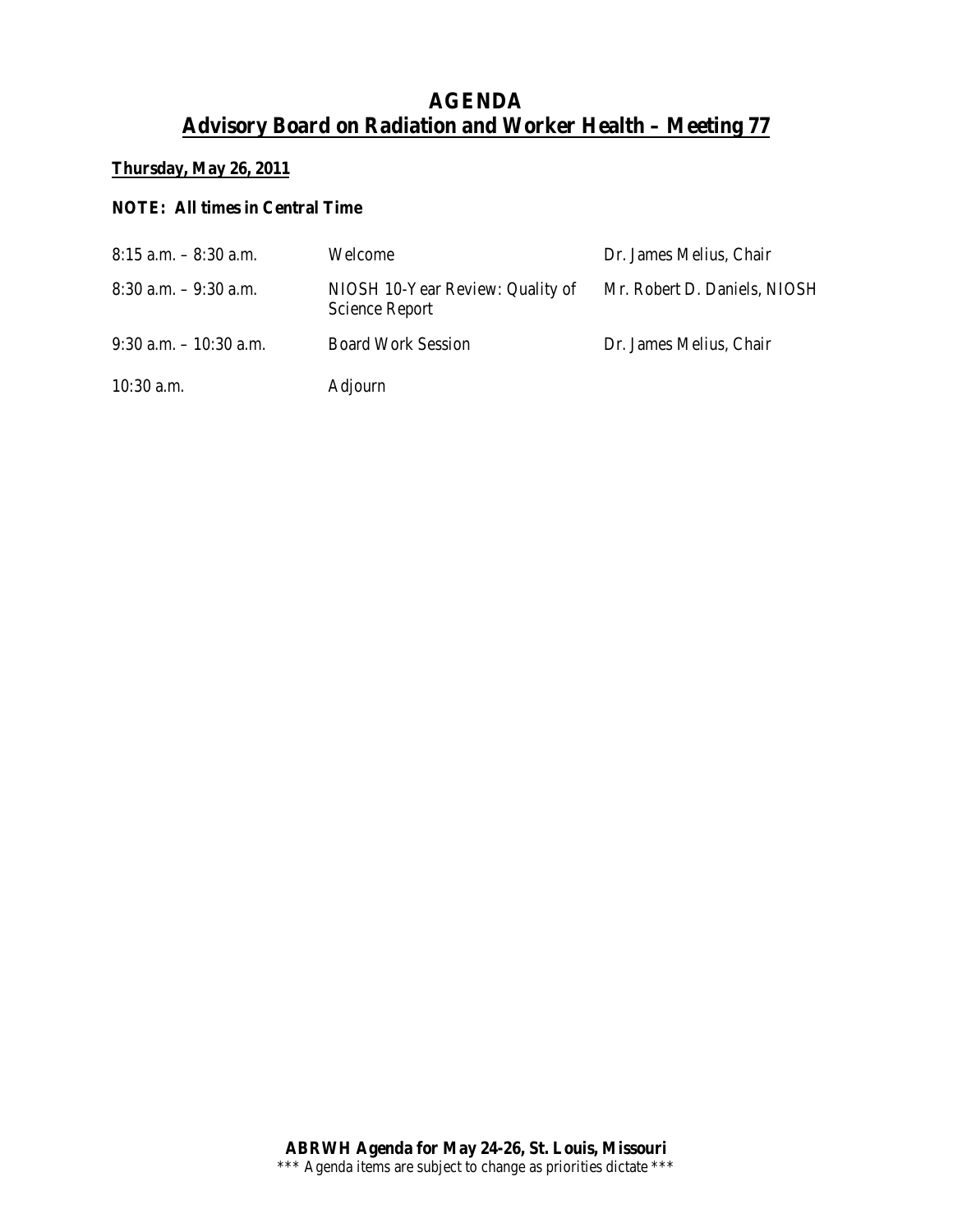# AGENDA

## Advisory Board on Radiation and Worker Health – Meeting 77

**Thursday, May 26, 2011**

**NOTE: All times in Central Time**

| | | |
|---|---|---|
| 8:15 a.m. – 8:30 a.m. | Welcome | Dr. James Melius, Chair |
| 8:30 a.m. – 9:30 a.m. | NIOSH 10-Year Review: Quality of Science Report | Mr. Robert D. Daniels, NIOSH |
| 9:30 a.m. – 10:30 a.m. | Board Work Session | Dr. James Melius, Chair |
| 10:30 a.m. | Adjourn | |

**ABRWH Agenda for May 24-26, St. Louis, Missouri**
*** Agenda items are subject to change as priorities dictate ***